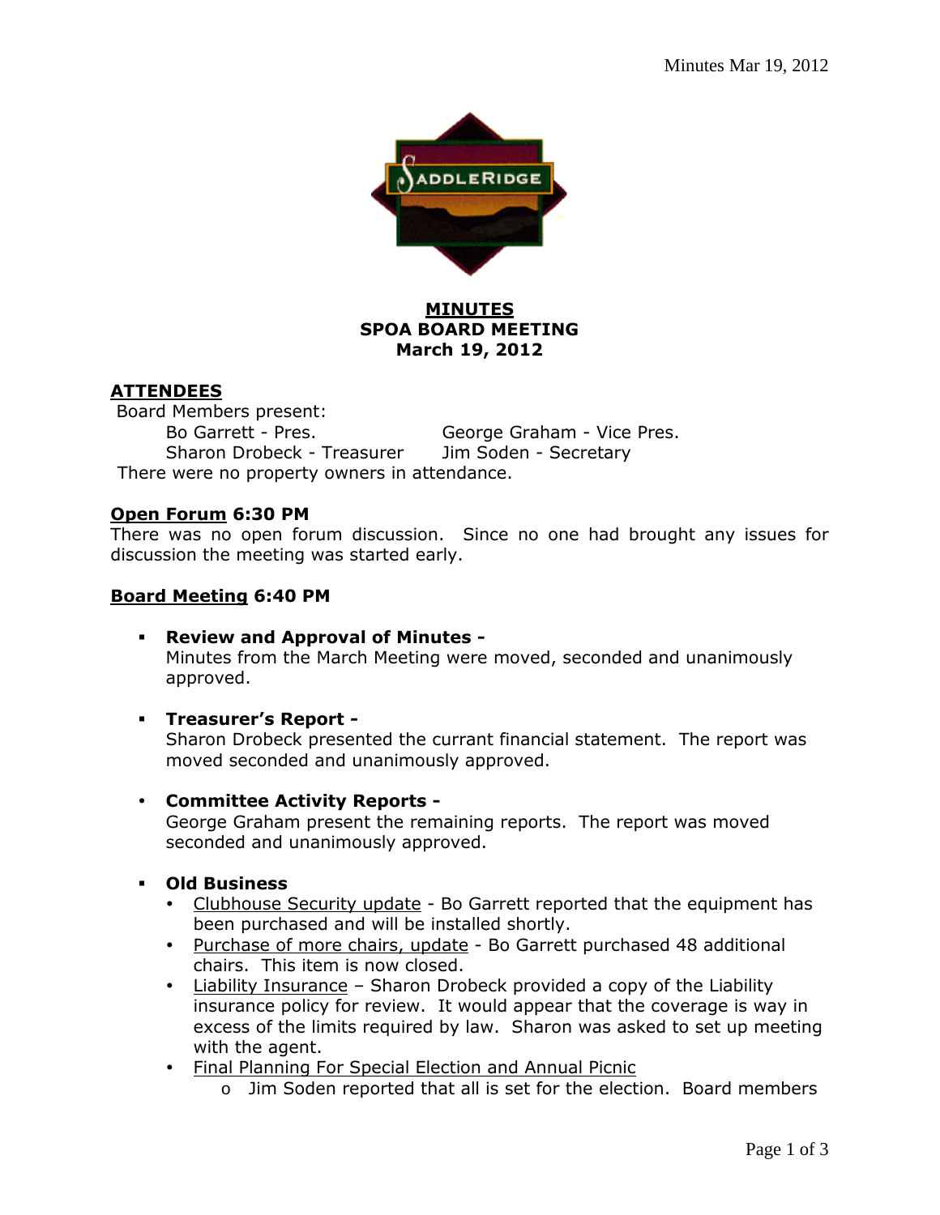# MINUTES
## SPOA BOARD MEETING
## March 19, 2012

**ATTENDEES**

Board Members present:

Bo Garrett - Pres.
George Graham - Vice Pres.
Sharon Drobeck - Treasurer
Jim Soden - Secretary

There were no property owners in attendance.

**Open Forum 6:30 PM**

There was no open forum discussion. Since no one had brought any issues for discussion the meeting was started early.

**Board Meeting 6:40 PM**

- **Review and Approval of Minutes -**
  Minutes from the March Meeting were moved, seconded and unanimously approved.

- **Treasurer's Report -**
  Sharon Drobeck presented the currant financial statement. The report was moved seconded and unanimously approved.

- **Committee Activity Reports -**
  George Graham present the remaining reports. The report was moved seconded and unanimously approved.

- **Old Business**
  - Clubhouse Security update - Bo Garrett reported that the equipment has been purchased and will be installed shortly.
  - Purchase of more chairs, update - Bo Garrett purchased 48 additional chairs. This item is now closed.
  - Liability Insurance – Sharon Drobeck provided a copy of the Liability insurance policy for review. It would appear that the coverage is way in excess of the limits required by law. Sharon was asked to set up meeting with the agent.
  - Final Planning For Special Election and Annual Picnic
    - Jim Soden reported that all is set for the election. Board members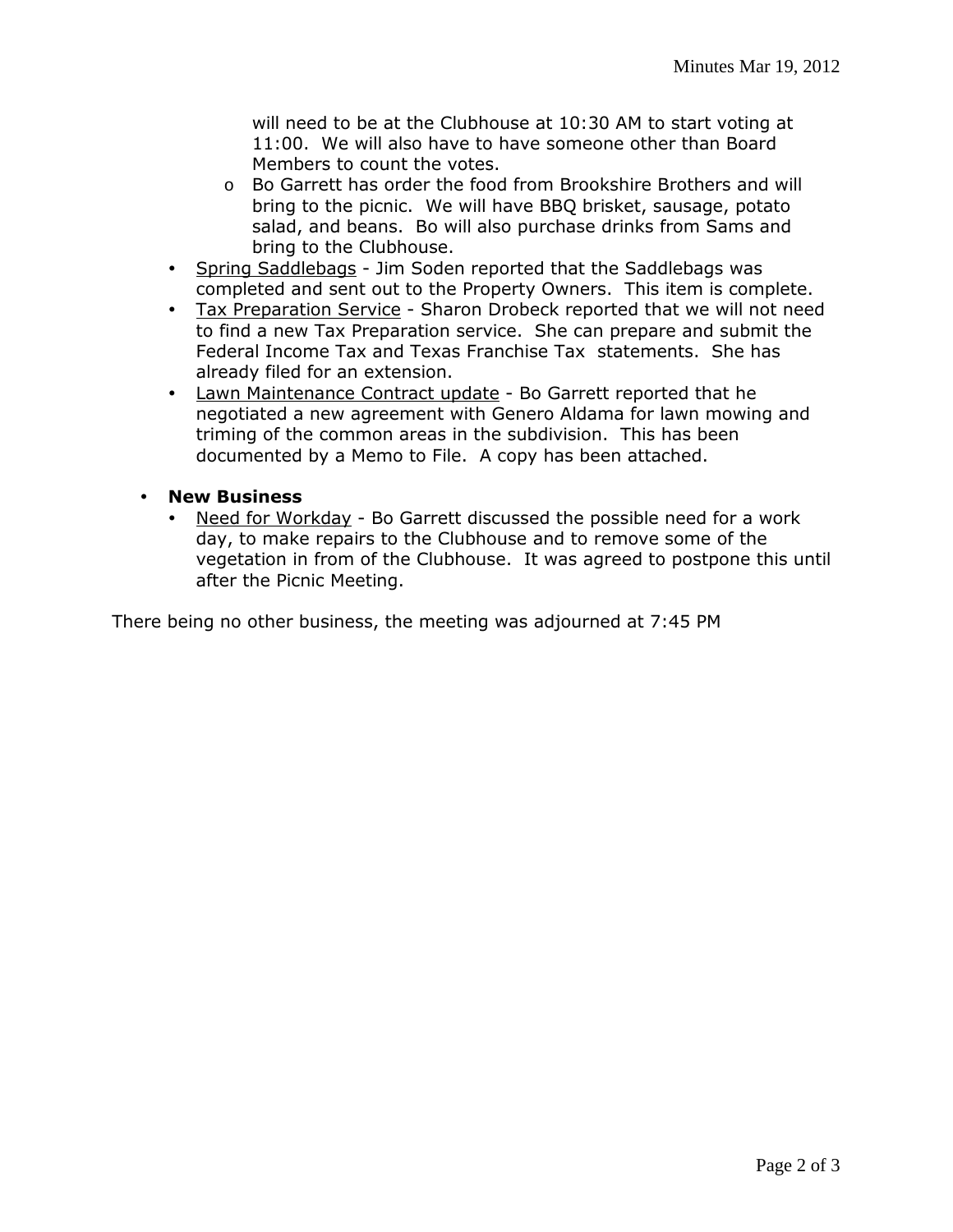will need to be at the Clubhouse at 10:30 AM to start voting at 11:00. We will also have to have someone other than Board Members to count the votes.
  - Bo Garrett has order the food from Brookshire Brothers and will bring to the picnic. We will have BBQ brisket, sausage, potato salad, and beans. Bo will also purchase drinks from Sams and bring to the Clubhouse.
- <u>Spring Saddlebags</u> - Jim Soden reported that the Saddlebags was completed and sent out to the Property Owners. This item is complete.
- <u>Tax Preparation Service</u> - Sharon Drobeck reported that we will not need to find a new Tax Preparation service. She can prepare and submit the Federal Income Tax and Texas Franchise Tax statements. She has already filed for an extension.
- <u>Lawn Maintenance Contract update</u> - Bo Garrett reported that he negotiated a new agreement with Genero Aldama for lawn mowing and triming of the common areas in the subdivision. This has been documented by a Memo to File. A copy has been attached.

- **New Business**
  - <u>Need for Workday</u> - Bo Garrett discussed the possible need for a work day, to make repairs to the Clubhouse and to remove some of the vegetation in from of the Clubhouse. It was agreed to postpone this until after the Picnic Meeting.

There being no other business, the meeting was adjourned at 7:45 PM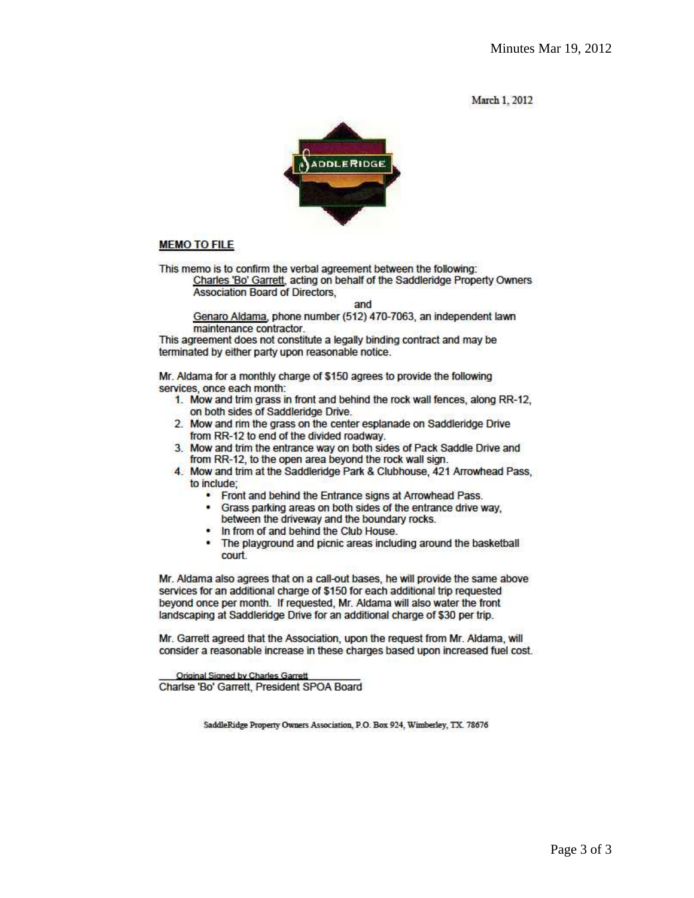March 1, 2012

**MEMO TO FILE**

This memo is to confirm the verbal agreement between the following:

Charles 'Bo' Garrett, acting on behalf of the Saddleridge Property Owners Association Board of Directors,

and

Genaro Aldama, phone number (512) 470-7063, an independent lawn maintenance contractor.

This agreement does not constitute a legally binding contract and may be terminated by either party upon reasonable notice.

Mr. Aldama for a monthly charge of $150 agrees to provide the following services, once each month:

1. Mow and trim grass in front and behind the rock wall fences, along RR-12, on both sides of Saddleridge Drive.
2. Mow and rim the grass on the center esplanade on Saddleridge Drive from RR-12 to end of the divided roadway.
3. Mow and trim the entrance way on both sides of Pack Saddle Drive and from RR-12, to the open area beyond the rock wall sign.
4. Mow and trim at the Saddleridge Park & Clubhouse, 421 Arrowhead Pass, to include;
   - Front and behind the Entrance signs at Arrowhead Pass.
   - Grass parking areas on both sides of the entrance drive way, between the driveway and the boundary rocks.
   - In from of and behind the Club House.
   - The playground and picnic areas including around the basketball court.

Mr. Aldama also agrees that on a call-out bases, he will provide the same above services for an additional charge of $150 for each additional trip requested beyond once per month. If requested, Mr. Aldama will also water the front landscaping at Saddleridge Drive for an additional charge of $30 per trip.

Mr. Garrett agreed that the Association, upon the request from Mr. Aldama, will consider a reasonable increase in these charges based upon increased fuel cost.

Original Signed by Charles Garrett

Charlse 'Bo' Garrett, President SPOA Board

SaddleRidge Property Owners Association, P.O. Box 924, Wimberley, TX. 78676